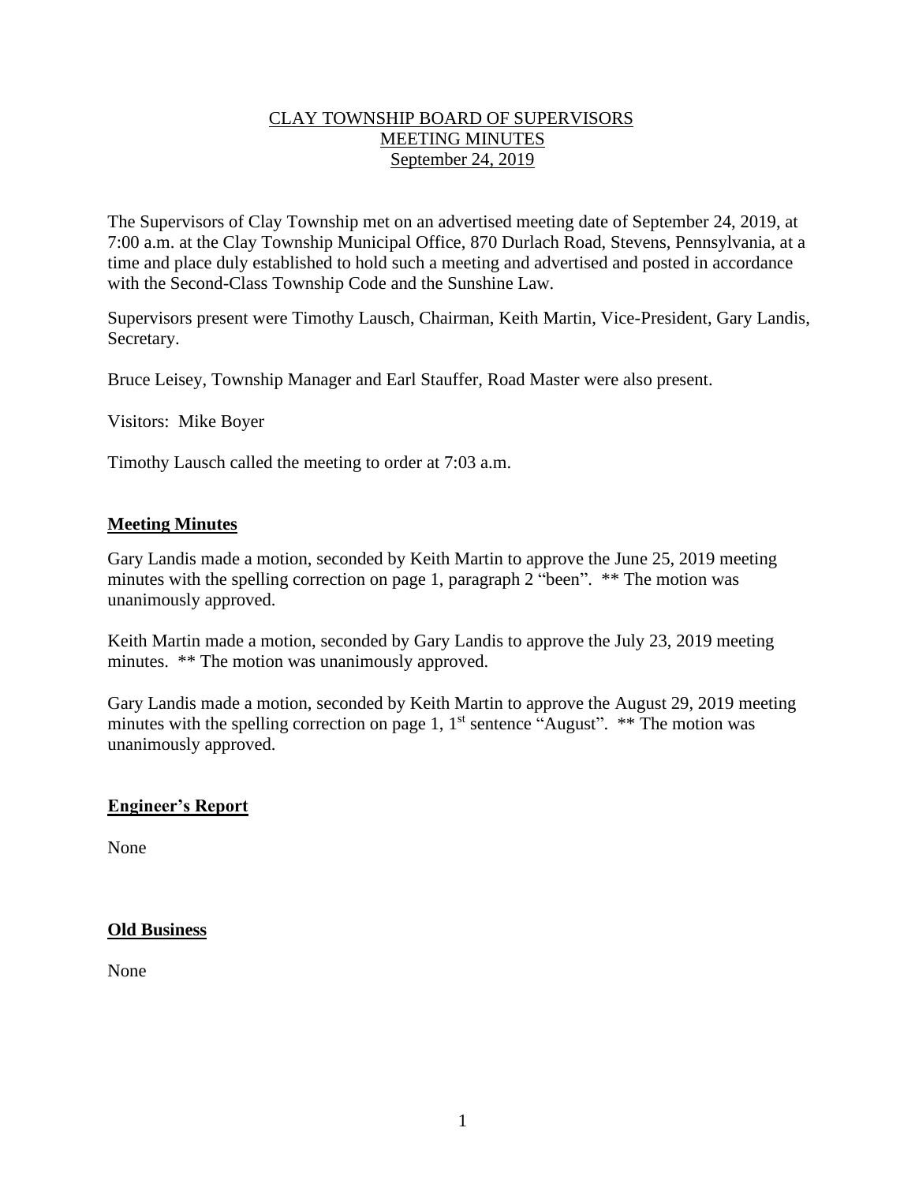CLAY TOWNSHIP BOARD OF SUPERVISORS
MEETING MINUTES
September 24, 2019

The Supervisors of Clay Township met on an advertised meeting date of September 24, 2019, at 7:00 a.m. at the Clay Township Municipal Office, 870 Durlach Road, Stevens, Pennsylvania, at a time and place duly established to hold such a meeting and advertised and posted in accordance with the Second-Class Township Code and the Sunshine Law.

Supervisors present were Timothy Lausch, Chairman, Keith Martin, Vice-President, Gary Landis, Secretary.

Bruce Leisey, Township Manager and Earl Stauffer, Road Master were also present.

Visitors: Mike Boyer

Timothy Lausch called the meeting to order at 7:03 a.m.

## Meeting Minutes

Gary Landis made a motion, seconded by Keith Martin to approve the June 25, 2019 meeting minutes with the spelling correction on page 1, paragraph 2 "been". ** The motion was unanimously approved.

Keith Martin made a motion, seconded by Gary Landis to approve the July 23, 2019 meeting minutes. ** The motion was unanimously approved.

Gary Landis made a motion, seconded by Keith Martin to approve the August 29, 2019 meeting minutes with the spelling correction on page 1, 1st sentence "August". ** The motion was unanimously approved.

## Engineer's Report

None

## Old Business

None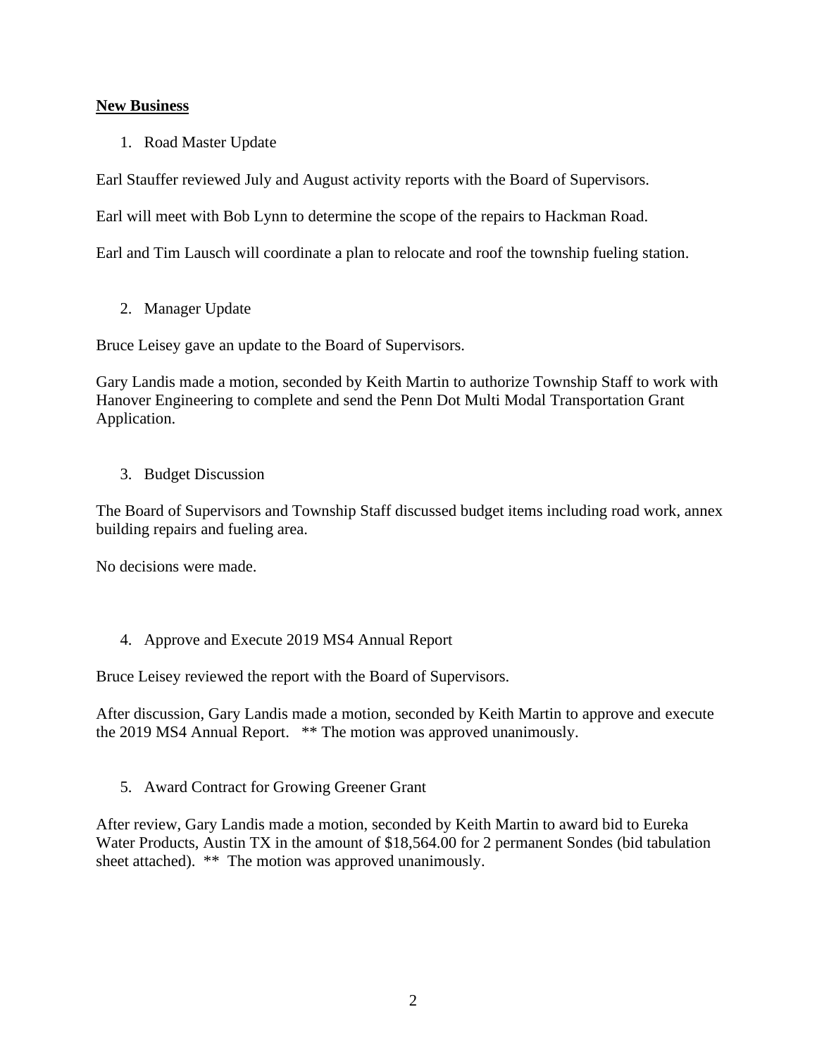## **New Business**

1. Road Master Update

Earl Stauffer reviewed July and August activity reports with the Board of Supervisors.

Earl will meet with Bob Lynn to determine the scope of the repairs to Hackman Road.

Earl and Tim Lausch will coordinate a plan to relocate and roof the township fueling station.

2. Manager Update

Bruce Leisey gave an update to the Board of Supervisors.

Gary Landis made a motion, seconded by Keith Martin to authorize Township Staff to work with Hanover Engineering to complete and send the Penn Dot Multi Modal Transportation Grant Application.

3. Budget Discussion

The Board of Supervisors and Township Staff discussed budget items including road work, annex building repairs and fueling area.

No decisions were made.

4. Approve and Execute 2019 MS4 Annual Report

Bruce Leisey reviewed the report with the Board of Supervisors.

After discussion, Gary Landis made a motion, seconded by Keith Martin to approve and execute the 2019 MS4 Annual Report. ** The motion was approved unanimously.

5. Award Contract for Growing Greener Grant

After review, Gary Landis made a motion, seconded by Keith Martin to award bid to Eureka Water Products, Austin TX in the amount of $18,564.00 for 2 permanent Sondes (bid tabulation sheet attached). ** The motion was approved unanimously.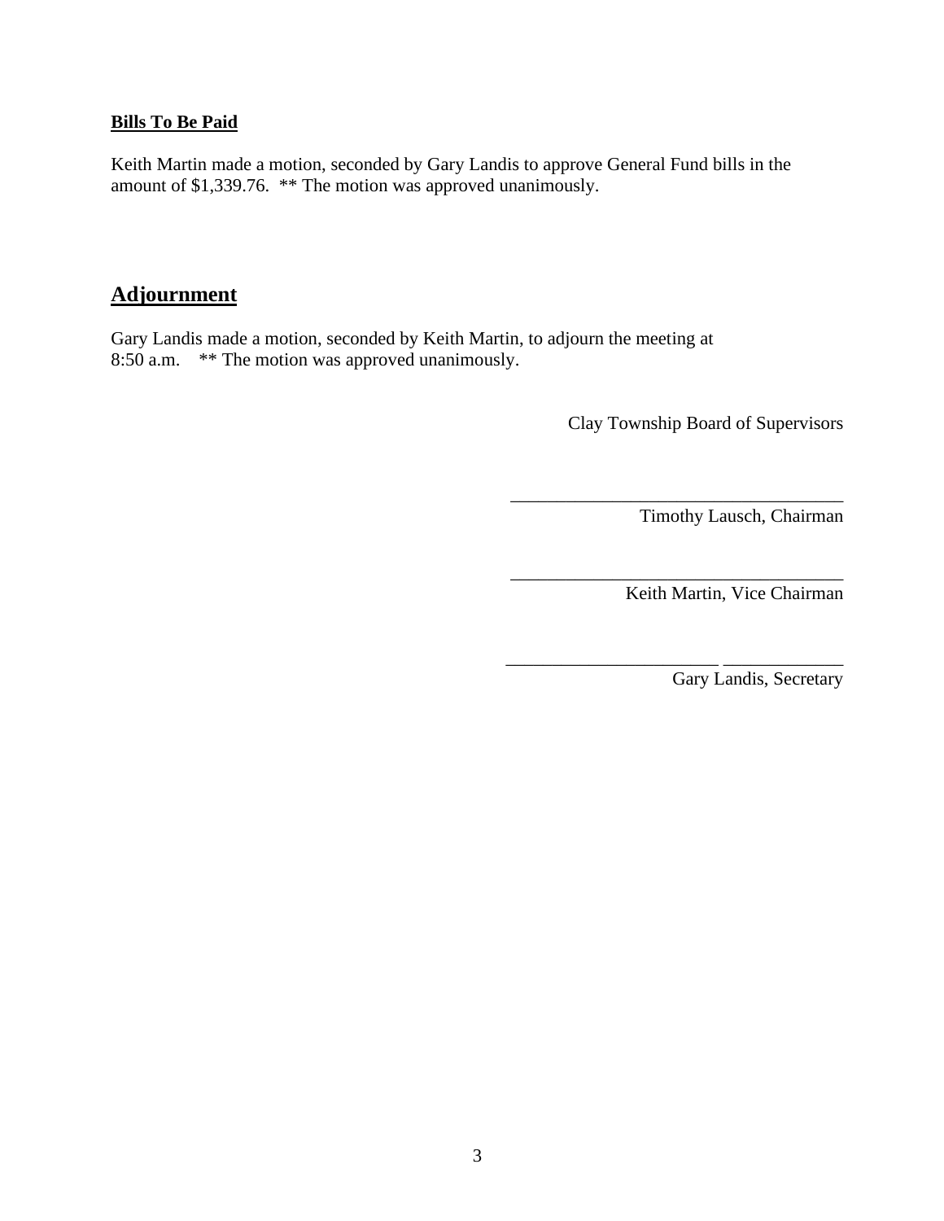**Bills To Be Paid**

Keith Martin made a motion, seconded by Gary Landis to approve General Fund bills in the amount of $1,339.76. ** The motion was approved unanimously.

## Adjournment

Gary Landis made a motion, seconded by Keith Martin, to adjourn the meeting at 8:50 a.m. ** The motion was approved unanimously.

Clay Township Board of Supervisors

_____________________________________
Timothy Lausch, Chairman

_____________________________________
Keith Martin, Vice Chairman

_____________________________________
Gary Landis, Secretary